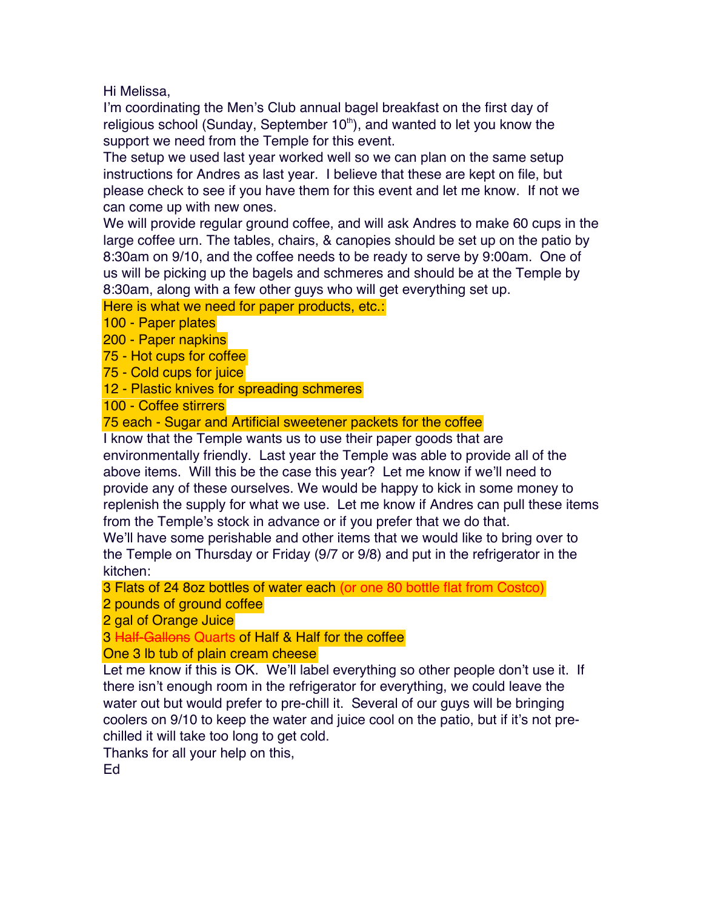Hi Melissa,

I'm coordinating the Men's Club annual bagel breakfast on the first day of religious school (Sunday, September 10th), and wanted to let you know the support we need from the Temple for this event.

The setup we used last year worked well so we can plan on the same setup instructions for Andres as last year. I believe that these are kept on file, but please check to see if you have them for this event and let me know. If not we can come up with new ones.

We will provide regular ground coffee, and will ask Andres to make 60 cups in the large coffee urn. The tables, chairs, & canopies should be set up on the patio by 8:30am on 9/10, and the coffee needs to be ready to serve by 9:00am. One of us will be picking up the bagels and schmeres and should be at the Temple by 8:30am, along with a few other guys who will get everything set up.

Here is what we need for paper products, etc.:

100 - Paper plates
200 - Paper napkins
75 - Hot cups for coffee
75 - Cold cups for juice
12 - Plastic knives for spreading schmeres
100 - Coffee stirrers
75 each - Sugar and Artificial sweetener packets for the coffee

I know that the Temple wants us to use their paper goods that are environmentally friendly. Last year the Temple was able to provide all of the above items. Will this be the case this year? Let me know if we'll need to provide any of these ourselves. We would be happy to kick in some money to replenish the supply for what we use. Let me know if Andres can pull these items from the Temple's stock in advance or if you prefer that we do that.

We'll have some perishable and other items that we would like to bring over to the Temple on Thursday or Friday (9/7 or 9/8) and put in the refrigerator in the kitchen:

3 Flats of 24 8oz bottles of water each (or one 80 bottle flat from Costco)
2 pounds of ground coffee
2 gal of Orange Juice
3 ~~Half-Gallons~~ Quarts of Half & Half for the coffee
One 3 lb tub of plain cream cheese

Let me know if this is OK. We'll label everything so other people don't use it. If there isn't enough room in the refrigerator for everything, we could leave the water out but would prefer to pre-chill it. Several of our guys will be bringing coolers on 9/10 to keep the water and juice cool on the patio, but if it's not pre-chilled it will take too long to get cold.

Thanks for all your help on this,

Ed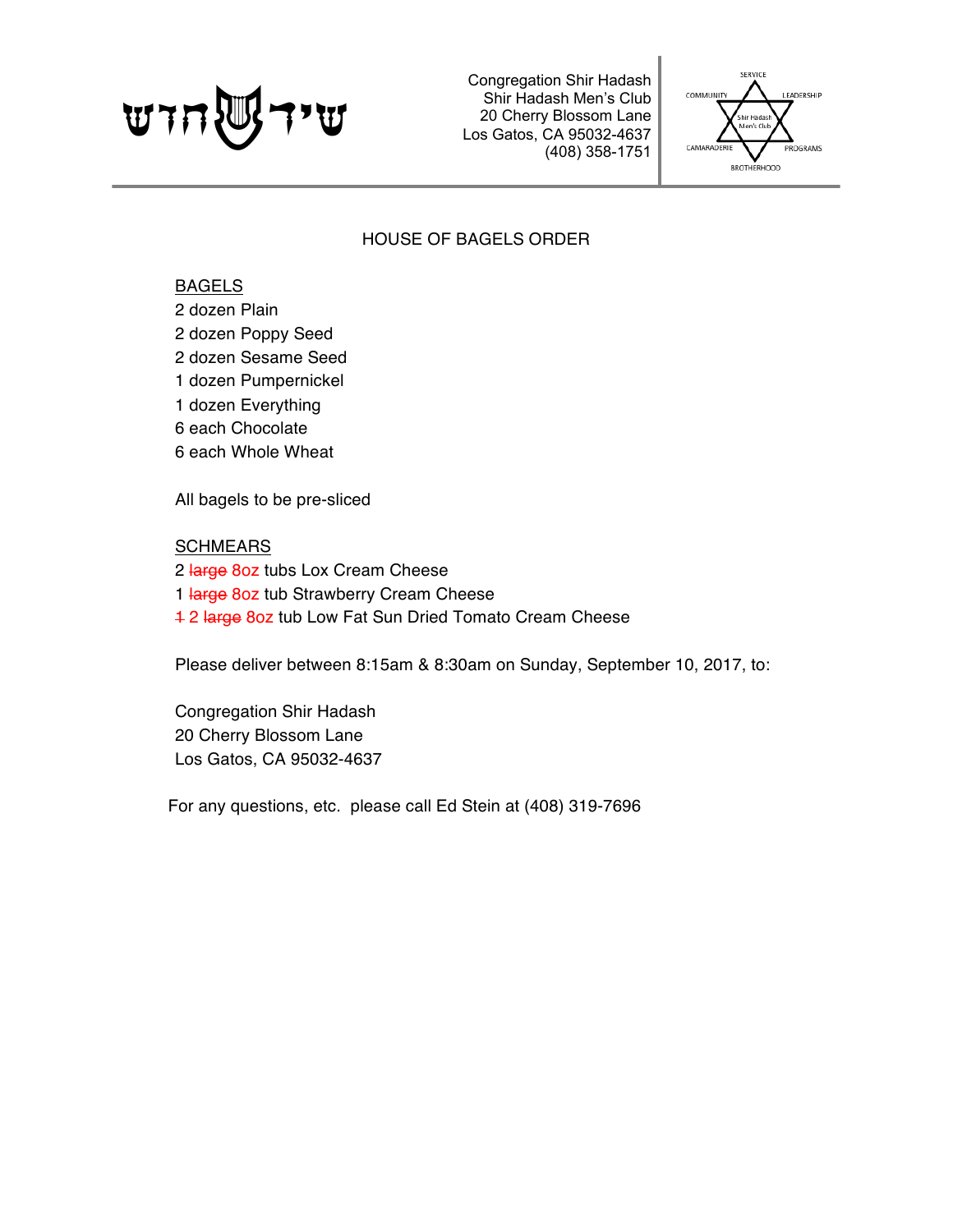שיר חדש

Congregation Shir Hadash
Shir Hadash Men's Club
20 Cherry Blossom Lane
Los Gatos, CA 95032-4637
(408) 358-1751

SERVICE
COMMUNITY LEADERSHIP
Shir Hadash Men's Club
CAMARADERIE PROGRAMS
BROTHERHOOD

# HOUSE OF BAGELS ORDER

<u>BAGELS</u>
2 dozen Plain
2 dozen Poppy Seed
2 dozen Sesame Seed
1 dozen Pumpernickel
1 dozen Everything
6 each Chocolate
6 each Whole Wheat

All bagels to be pre-sliced

<u>SCHMEARS</u>
2 ~~large~~ 8oz tubs Lox Cream Cheese
1 ~~large~~ 8oz tub Strawberry Cream Cheese
~~1~~ 2 ~~large~~ 8oz tub Low Fat Sun Dried Tomato Cream Cheese

Please deliver between 8:15am & 8:30am on Sunday, September 10, 2017, to:

Congregation Shir Hadash
20 Cherry Blossom Lane
Los Gatos, CA 95032-4637

For any questions, etc. please call Ed Stein at (408) 319-7696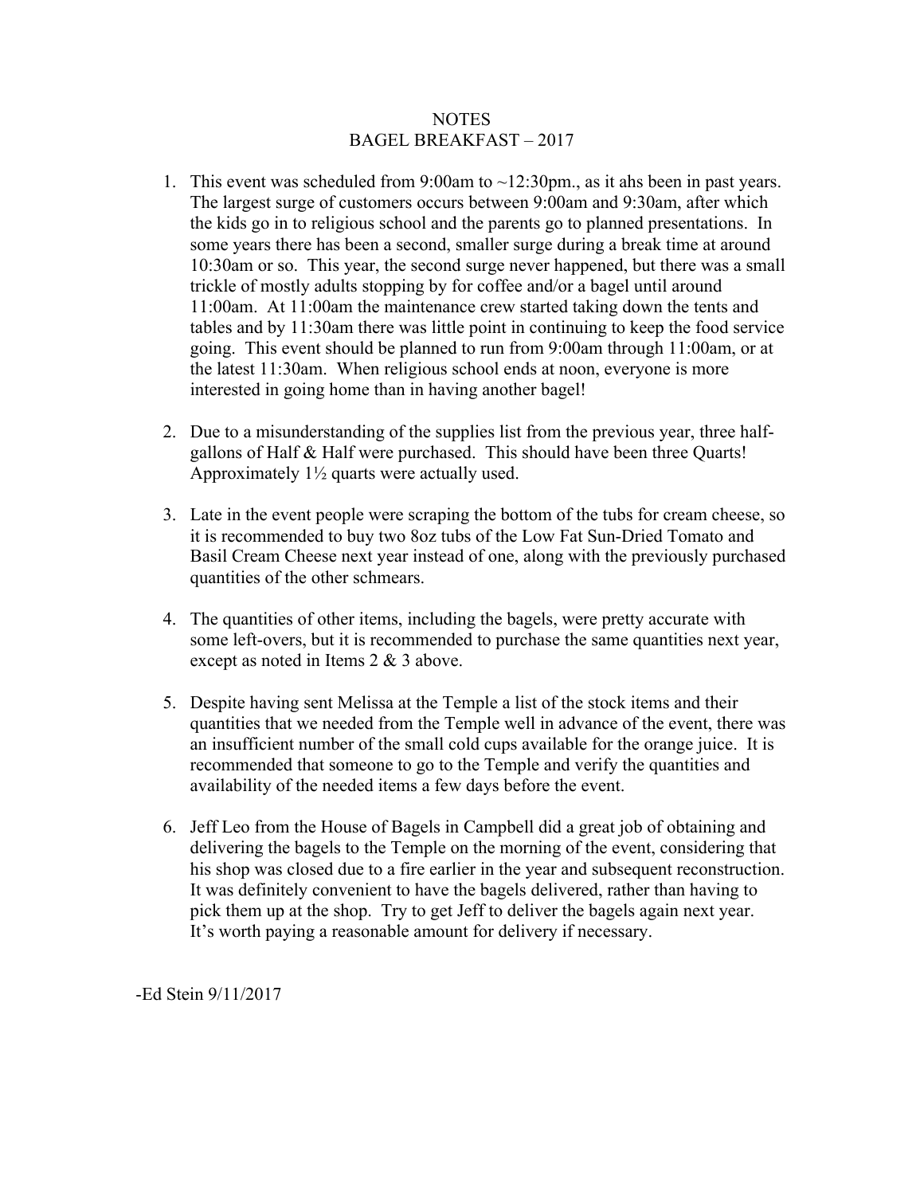# NOTES
## BAGEL BREAKFAST – 2017

1. This event was scheduled from 9:00am to ~12:30pm., as it ahs been in past years. The largest surge of customers occurs between 9:00am and 9:30am, after which the kids go in to religious school and the parents go to planned presentations. In some years there has been a second, smaller surge during a break time at around 10:30am or so. This year, the second surge never happened, but there was a small trickle of mostly adults stopping by for coffee and/or a bagel until around 11:00am. At 11:00am the maintenance crew started taking down the tents and tables and by 11:30am there was little point in continuing to keep the food service going. This event should be planned to run from 9:00am through 11:00am, or at the latest 11:30am. When religious school ends at noon, everyone is more interested in going home than in having another bagel!

2. Due to a misunderstanding of the supplies list from the previous year, three half-gallons of Half & Half were purchased. This should have been three Quarts! Approximately 1½ quarts were actually used.

3. Late in the event people were scraping the bottom of the tubs for cream cheese, so it is recommended to buy two 8oz tubs of the Low Fat Sun-Dried Tomato and Basil Cream Cheese next year instead of one, along with the previously purchased quantities of the other schmears.

4. The quantities of other items, including the bagels, were pretty accurate with some left-overs, but it is recommended to purchase the same quantities next year, except as noted in Items 2 & 3 above.

5. Despite having sent Melissa at the Temple a list of the stock items and their quantities that we needed from the Temple well in advance of the event, there was an insufficient number of the small cold cups available for the orange juice. It is recommended that someone to go to the Temple and verify the quantities and availability of the needed items a few days before the event.

6. Jeff Leo from the House of Bagels in Campbell did a great job of obtaining and delivering the bagels to the Temple on the morning of the event, considering that his shop was closed due to a fire earlier in the year and subsequent reconstruction. It was definitely convenient to have the bagels delivered, rather than having to pick them up at the shop. Try to get Jeff to deliver the bagels again next year. It's worth paying a reasonable amount for delivery if necessary.

-Ed Stein 9/11/2017